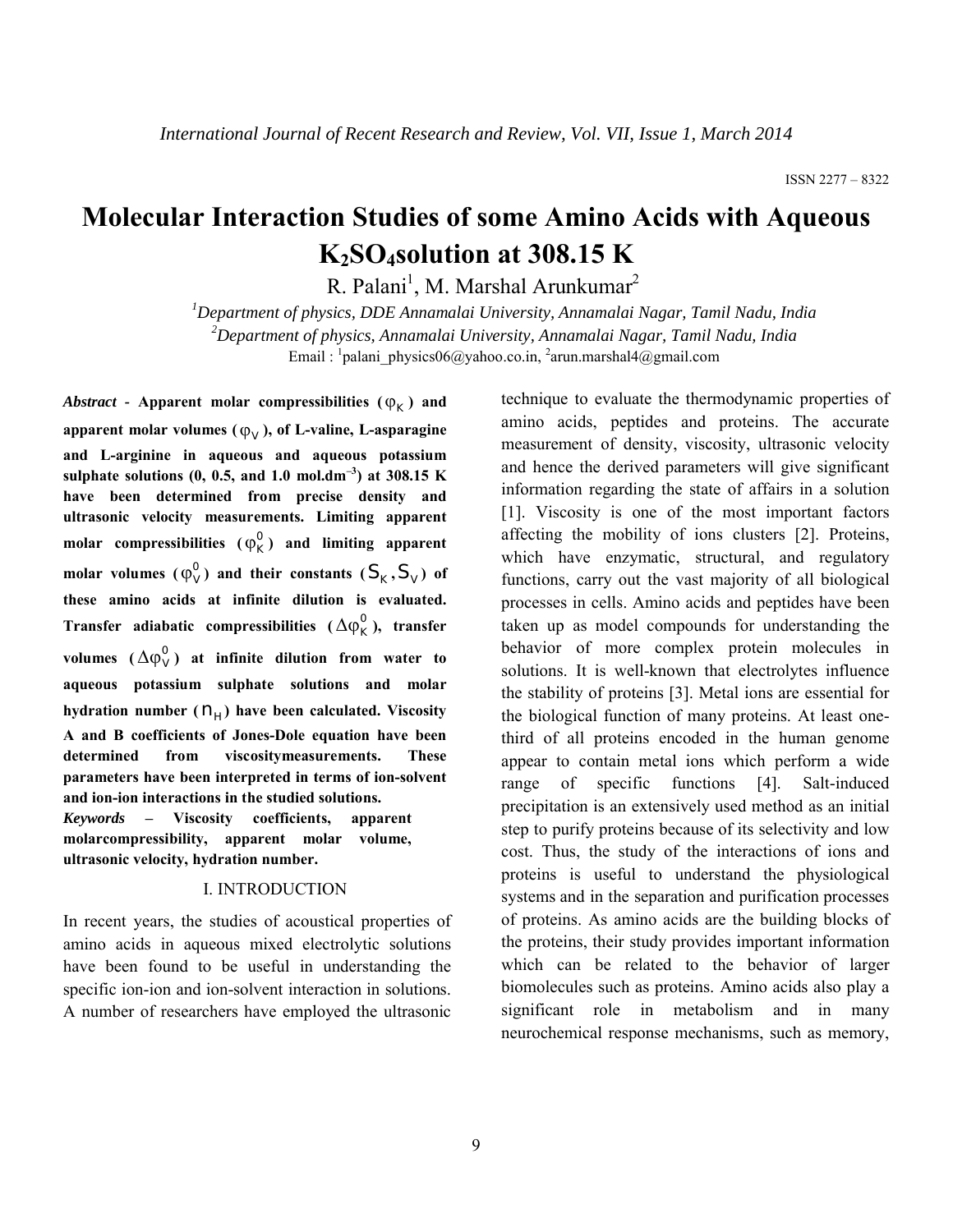ISSN 2277 – 8322

# Molecular Interaction Studies of some Amino Acids with Aqueous $K_2SO_4$solution at 308.15 K

R. Palani[1], M. Marshal Arunkumar[2]

[1]*Department of physics, DDE Annamalai University, Annamalai Nagar, Tamil Nadu, India*
[2]*Department of physics, Annamalai University, Annamalai Nagar, Tamil Nadu, India*
Email : [1]palani_physics06@yahoo.co.in, [2]arun.marshal4@gmail.com

***Abstract*** **- Apparent molar compressibilities ($\varphi_K$) and apparent molar volumes ($\varphi_V$), of L-valine, L-asparagine and L-arginine in aqueous and aqueous potassium sulphate solutions (0, 0.5, and 1.0 mol.dm$^{-3}$) at 308.15 K have been determined from precise density and ultrasonic velocity measurements. Limiting apparent molar compressibilities ($\varphi_K^0$) and limiting apparent molar volumes ($\varphi_V^0$) and their constants ($S_K, S_V$) of these amino acids at infinite dilution is evaluated. Transfer adiabatic compressibilities ($\Delta\varphi_K^0$), transfer volumes ($\Delta\varphi_V^0$) at infinite dilution from water to aqueous potassium sulphate solutions and molar hydration number ($n_H$) have been calculated. Viscosity A and B coefficients of Jones-Dole equation have been determined from viscositymeasurements. These parameters have been interpreted in terms of ion-solvent and ion-ion interactions in the studied solutions.**

***Keywords*** **– Viscosity coefficients, apparent molarcompressibility, apparent molar volume, ultrasonic velocity, hydration number.**

## I. INTRODUCTION

In recent years, the studies of acoustical properties of amino acids in aqueous mixed electrolytic solutions have been found to be useful in understanding the specific ion-ion and ion-solvent interaction in solutions. A number of researchers have employed the ultrasonic technique to evaluate the thermodynamic properties of amino acids, peptides and proteins. The accurate measurement of density, viscosity, ultrasonic velocity and hence the derived parameters will give significant information regarding the state of affairs in a solution [1]. Viscosity is one of the most important factors affecting the mobility of ions clusters [2]. Proteins, which have enzymatic, structural, and regulatory functions, carry out the vast majority of all biological processes in cells. Amino acids and peptides have been taken up as model compounds for understanding the behavior of more complex protein molecules in solutions. It is well-known that electrolytes influence the stability of proteins [3]. Metal ions are essential for the biological function of many proteins. At least one-third of all proteins encoded in the human genome appear to contain metal ions which perform a wide range of specific functions [4]. Salt-induced precipitation is an extensively used method as an initial step to purify proteins because of its selectivity and low cost. Thus, the study of the interactions of ions and proteins is useful to understand the physiological systems and in the separation and purification processes of proteins. As amino acids are the building blocks of the proteins, their study provides important information which can be related to the behavior of larger biomolecules such as proteins. Amino acids also play a significant role in metabolism and in many neurochemical response mechanisms, such as memory,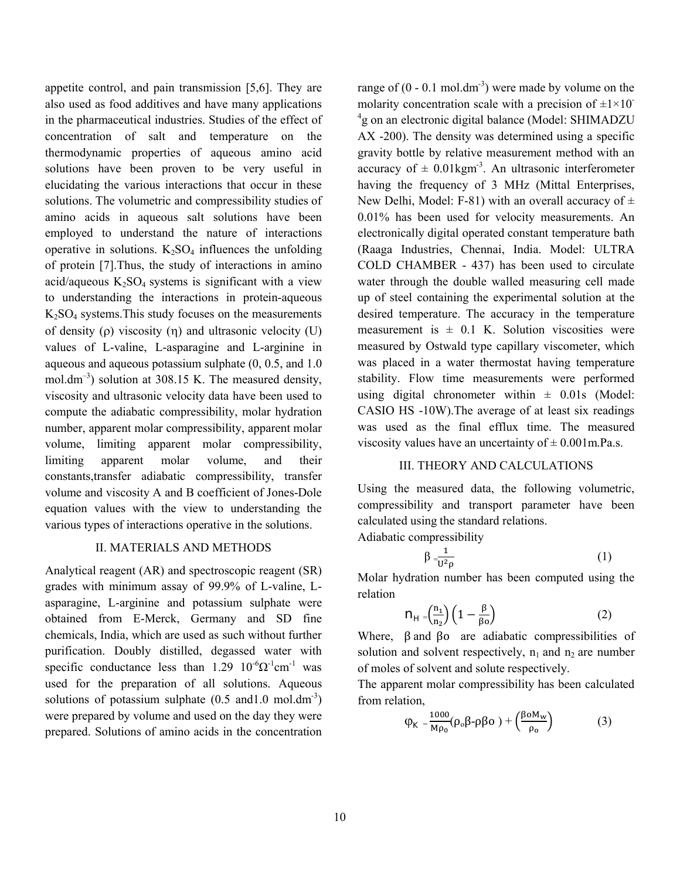appetite control, and pain transmission [5,6]. They are also used as food additives and have many applications in the pharmaceutical industries. Studies of the effect of concentration of salt and temperature on the thermodynamic properties of aqueous amino acid solutions have been proven to be very useful in elucidating the various interactions that occur in these solutions. The volumetric and compressibility studies of amino acids in aqueous salt solutions have been employed to understand the nature of interactions operative in solutions. $K_2SO_4$ influences the unfolding of protein [7].Thus, the study of interactions in amino acid/aqueous $K_2SO_4$ systems is significant with a view to understanding the interactions in protein-aqueous $K_2SO_4$ systems.This study focuses on the measurements of density (ρ) viscosity (η) and ultrasonic velocity (U) values of L-valine, L-asparagine and L-arginine in aqueous and aqueous potassium sulphate (0, 0.5, and 1.0 mol.dm$^{-3}$) solution at 308.15 K. The measured density, viscosity and ultrasonic velocity data have been used to compute the adiabatic compressibility, molar hydration number, apparent molar compressibility, apparent molar volume, limiting apparent molar compressibility, limiting apparent molar volume, and their constants,transfer adiabatic compressibility, transfer volume and viscosity A and B coefficient of Jones-Dole equation values with the view to understanding the various types of interactions operative in the solutions.

## II. MATERIALS AND METHODS

Analytical reagent (AR) and spectroscopic reagent (SR) grades with minimum assay of 99.9% of L-valine, L-asparagine, L-arginine and potassium sulphate were obtained from E-Merck, Germany and SD fine chemicals, India, which are used as such without further purification. Doubly distilled, degassed water with specific conductance less than 1.29 $10^{-6}\Omega^{-1}cm^{-1}$ was used for the preparation of all solutions. Aqueous solutions of potassium sulphate (0.5 and1.0 mol.dm$^{-3}$) were prepared by volume and used on the day they were prepared. Solutions of amino acids in the concentration range of (0 - 0.1 mol.dm$^{-3}$) were made by volume on the molarity concentration scale with a precision of $\pm 1\times10^{-4}$g on an electronic digital balance (Model: SHIMADZU AX -200). The density was determined using a specific gravity bottle by relative measurement method with an accuracy of $\pm$ 0.01kgm$^{-3}$. An ultrasonic interferometer having the frequency of 3 MHz (Mittal Enterprises, New Delhi, Model: F-81) with an overall accuracy of $\pm$ 0.01% has been used for velocity measurements. An electronically digital operated constant temperature bath (Raaga Industries, Chennai, India. Model: ULTRA COLD CHAMBER - 437) has been used to circulate water through the double walled measuring cell made up of steel containing the experimental solution at the desired temperature. The accuracy in the temperature measurement is $\pm$ 0.1 K. Solution viscosities were measured by Ostwald type capillary viscometer, which was placed in a water thermostat having temperature stability. Flow time measurements were performed using digital chronometer within $\pm$ 0.01s (Model: CASIO HS -10W).The average of at least six readings was used as the final efflux time. The measured viscosity values have an uncertainty of $\pm$ 0.001m.Pa.s.

## III. THEORY AND CALCULATIONS

Using the measured data, the following volumetric, compressibility and transport parameter have been calculated using the standard relations.

Adiabatic compressibility

$$\beta = \frac{1}{U^2\rho} \quad (1)$$

Molar hydration number has been computed using the relation

$$n_H = \left(\frac{n_1}{n_2}\right)\left(1 - \frac{\beta}{\beta o}\right) \quad (2)$$

Where, β and βo are adiabatic compressibilities of solution and solvent respectively, $n_1$ and $n_2$ are number of moles of solvent and solute respectively.

The apparent molar compressibility has been calculated from relation,

$$\varphi_K = \frac{1000}{M\rho_0}(\rho_o\beta - \rho\beta o) + \left(\frac{\beta o M_w}{\rho_o}\right) \quad (3)$$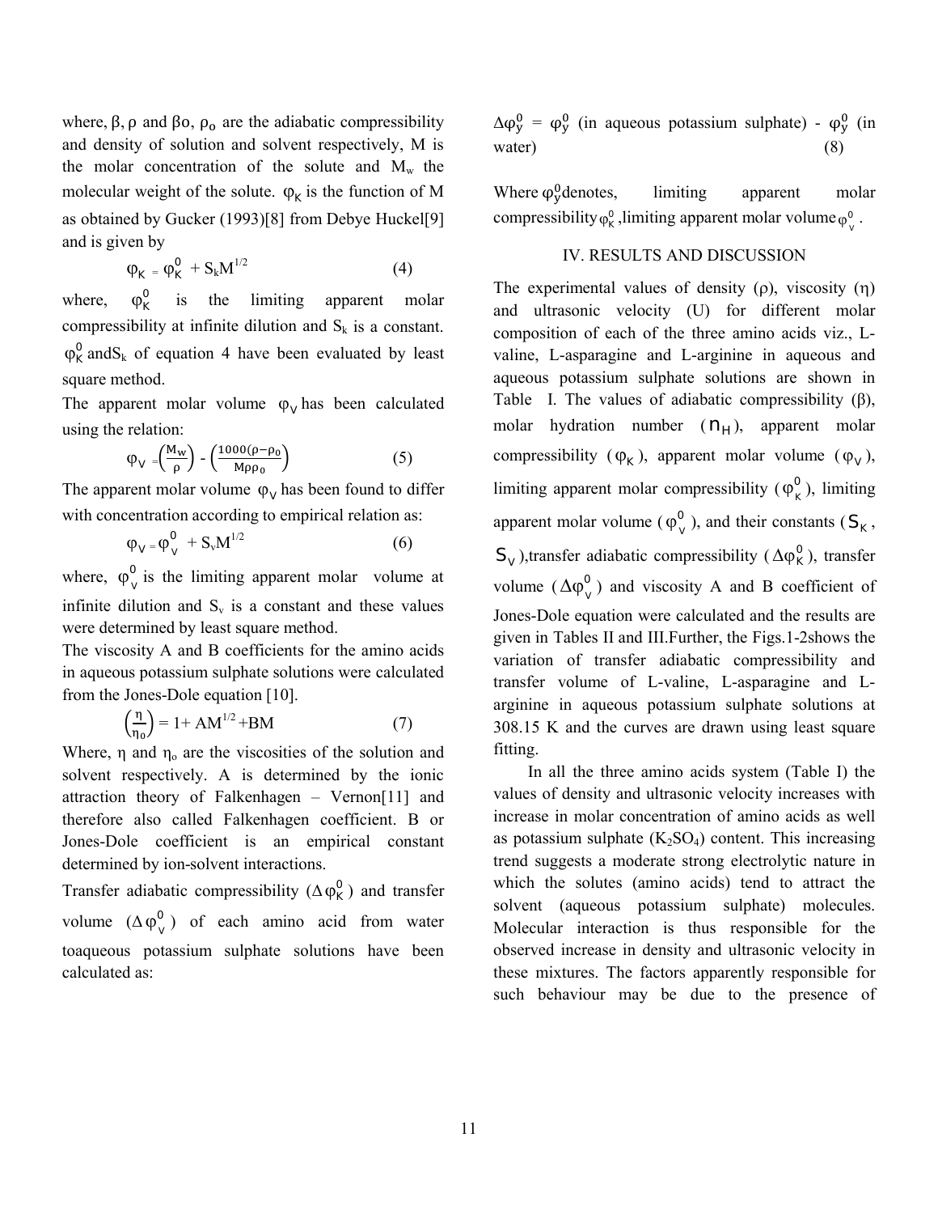where, $\beta$, $\rho$ and $\beta o$, $\rho_o$ are the adiabatic compressibility and density of solution and solvent respectively, M is the molar concentration of the solute and $M_w$ the molecular weight of the solute. $\varphi_K$ is the function of M as obtained by Gucker (1993)[8] from Debye Huckel[9] and is given by

$$\varphi_K = \varphi_K^0 + S_k M^{1/2} \tag{4}$$

where, $\varphi_K^0$ is the limiting apparent molar compressibility at infinite dilution and $S_k$ is a constant. $\varphi_K^0$ and $S_k$ of equation 4 have been evaluated by least square method.

The apparent molar volume $\varphi_V$ has been calculated using the relation:

$$\varphi_V = \left(\frac{M_w}{\rho}\right) - \left(\frac{1000(\rho-\rho_0)}{M\rho\rho_0}\right) \tag{5}$$

The apparent molar volume $\varphi_V$ has been found to differ with concentration according to empirical relation as:

$$\varphi_V = \varphi_v^0 + S_v M^{1/2} \tag{6}$$

where, $\varphi_v^0$ is the limiting apparent molar volume at infinite dilution and $S_v$ is a constant and these values were determined by least square method.

The viscosity A and B coefficients for the amino acids in aqueous potassium sulphate solutions were calculated from the Jones-Dole equation [10].

$$\left(\frac{\eta}{\eta_0}\right) = 1 + AM^{1/2} + BM \tag{7}$$

Where, $\eta$ and $\eta_o$ are the viscosities of the solution and solvent respectively. A is determined by the ionic attraction theory of Falkenhagen – Vernon[11] and therefore also called Falkenhagen coefficient. B or Jones-Dole coefficient is an empirical constant determined by ion-solvent interactions.

Transfer adiabatic compressibility ($\Delta\varphi_K^0$) and transfer volume ($\Delta\varphi_v^0$) of each amino acid from water toaqueous potassium sulphate solutions have been calculated as:

$$\Delta\varphi_y^0 = \varphi_y^0 \text{ (in aqueous potassium sulphate) - } \varphi_y^0 \text{ (in water)} \tag{8}$$

Where $\varphi_y^0$denotes, limiting apparent molar compressibility $\varphi_K^0$ ,limiting apparent molar volume $\varphi_v^0$ .

## IV. RESULTS AND DISCUSSION

The experimental values of density ($\rho$), viscosity ($\eta$) and ultrasonic velocity (U) for different molar composition of each of the three amino acids viz., L-valine, L-asparagine and L-arginine in aqueous and aqueous potassium sulphate solutions are shown in Table I. The values of adiabatic compressibility ($\beta$), molar hydration number ($n_H$), apparent molar compressibility ($\varphi_K$), apparent molar volume ($\varphi_V$), limiting apparent molar compressibility ($\varphi_K^0$), limiting apparent molar volume ($\varphi_v^0$), and their constants ($S_K$, $S_V$),transfer adiabatic compressibility ($\Delta\varphi_K^0$), transfer volume ($\Delta\varphi_v^0$) and viscosity A and B coefficient of Jones-Dole equation were calculated and the results are given in Tables II and III.Further, the Figs.1-2shows the variation of transfer adiabatic compressibility and transfer volume of L-valine, L-asparagine and L-arginine in aqueous potassium sulphate solutions at 308.15 K and the curves are drawn using least square fitting.

In all the three amino acids system (Table I) the values of density and ultrasonic velocity increases with increase in molar concentration of amino acids as well as potassium sulphate ($K_2SO_4$) content. This increasing trend suggests a moderate strong electrolytic nature in which the solutes (amino acids) tend to attract the solvent (aqueous potassium sulphate) molecules. Molecular interaction is thus responsible for the observed increase in density and ultrasonic velocity in these mixtures. The factors apparently responsible for such behaviour may be due to the presence of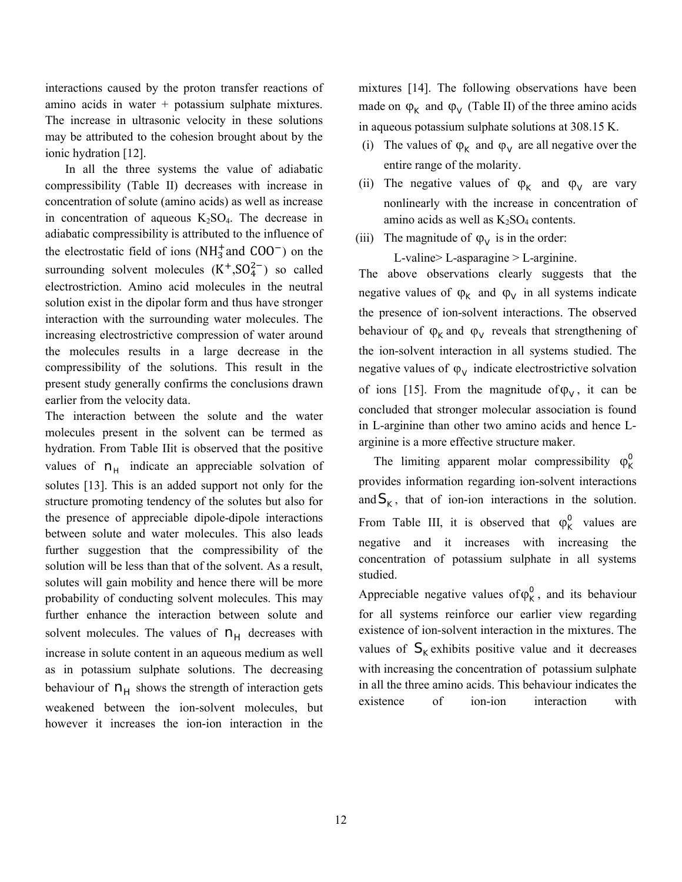interactions caused by the proton transfer reactions of amino acids in water + potassium sulphate mixtures. The increase in ultrasonic velocity in these solutions may be attributed to the cohesion brought about by the ionic hydration [12].

In all the three systems the value of adiabatic compressibility (Table II) decreases with increase in concentration of solute (amino acids) as well as increase in concentration of aqueous $K_2SO_4$. The decrease in adiabatic compressibility is attributed to the influence of the electrostatic field of ions ($NH_3^+$ and $COO^-$) on the surrounding solvent molecules ($K^+$, $SO_4^{2-}$) so called electrostriction. Amino acid molecules in the neutral solution exist in the dipolar form and thus have stronger interaction with the surrounding water molecules. The increasing electrostrictive compression of water around the molecules results in a large decrease in the compressibility of the solutions. This result in the present study generally confirms the conclusions drawn earlier from the velocity data.

The interaction between the solute and the water molecules present in the solvent can be termed as hydration. From Table IIit is observed that the positive values of $n_H$ indicate an appreciable solvation of solutes [13]. This is an added support not only for the structure promoting tendency of the solutes but also for the presence of appreciable dipole-dipole interactions between solute and water molecules. This also leads further suggestion that the compressibility of the solution will be less than that of the solvent. As a result, solutes will gain mobility and hence there will be more probability of conducting solvent molecules. This may further enhance the interaction between solute and solvent molecules. The values of $n_H$ decreases with increase in solute content in an aqueous medium as well as in potassium sulphate solutions. The decreasing behaviour of $n_H$ shows the strength of interaction gets weakened between the ion-solvent molecules, but however it increases the ion-ion interaction in the mixtures [14]. The following observations have been made on $\varphi_K$ and $\varphi_V$ (Table II) of the three amino acids in aqueous potassium sulphate solutions at 308.15 K.

(i) The values of $\varphi_K$ and $\varphi_V$ are all negative over the entire range of the molarity.

(ii) The negative values of $\varphi_K$ and $\varphi_V$ are vary nonlinearly with the increase in concentration of amino acids as well as $K_2SO_4$ contents.

(iii) The magnitude of $\varphi_V$ is in the order:

L-valine> L-asparagine > L-arginine.

The above observations clearly suggests that the negative values of $\varphi_K$ and $\varphi_V$ in all systems indicate the presence of ion-solvent interactions. The observed behaviour of $\varphi_K$ and $\varphi_V$ reveals that strengthening of the ion-solvent interaction in all systems studied. The negative values of $\varphi_V$ indicate electrostrictive solvation of ions [15]. From the magnitude of $\varphi_V$, it can be concluded that stronger molecular association is found in L-arginine than other two amino acids and hence L-arginine is a more effective structure maker.

The limiting apparent molar compressibility $\varphi_K^0$ provides information regarding ion-solvent interactions and $S_K$, that of ion-ion interactions in the solution. From Table III, it is observed that $\varphi_K^0$ values are negative and it increases with increasing the concentration of potassium sulphate in all systems studied.

Appreciable negative values of $\varphi_K^0$, and its behaviour for all systems reinforce our earlier view regarding existence of ion-solvent interaction in the mixtures. The values of $S_K$ exhibits positive value and it decreases with increasing the concentration of potassium sulphate in all the three amino acids. This behaviour indicates the existence of ion-ion interaction with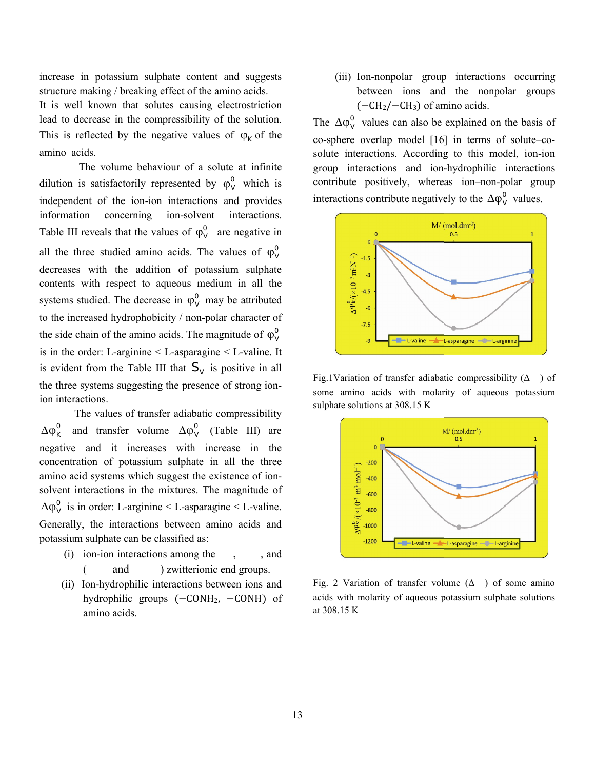increase in potassium sulphate content and suggests structure making / breaking effect of the amino acids.

It is well known that solutes causing electrostriction lead to decrease in the compressibility of the solution. This is reflected by the negative values of $\varphi_K$ of the amino acids.

The volume behaviour of a solute at infinite dilution is satisfactorily represented by $\varphi_V^0$ which is independent of the ion-ion interactions and provides information concerning ion-solvent interactions. Table III reveals that the values of $\varphi_V^0$ are negative in all the three studied amino acids. The values of $\varphi_V^0$ decreases with the addition of potassium sulphate contents with respect to aqueous medium in all the systems studied. The decrease in $\varphi_V^0$ may be attributed to the increased hydrophobicity / non-polar character of the side chain of the amino acids. The magnitude of $\varphi_V^0$ is in the order: L-arginine < L-asparagine < L-valine. It is evident from the Table III that $S_V$ is positive in all the three systems suggesting the presence of strong ion-ion interactions.

The values of transfer adiabatic compressibility $\Delta\varphi_K^0$ and transfer volume $\Delta\varphi_V^0$ (Table III) are negative and it increases with increase in the concentration of potassium sulphate in all the three amino acid systems which suggest the existence of ion-solvent interactions in the mixtures. The magnitude of $\Delta\varphi_V^0$ is in order: L-arginine < L-asparagine < L-valine.

Generally, the interactions between amino acids and potassium sulphate can be classified as:

(i) ion-ion interactions among the , , and ( and ) zwitterionic end groups.

(ii) Ion-hydrophilic interactions between ions and hydrophilic groups ($-CONH_2$, $-CONH$) of amino acids.

(iii) Ion-nonpolar group interactions occurring between ions and the nonpolar groups ($-CH_2/-CH_3$) of amino acids.

The $\Delta\varphi_V^0$ values can also be explained on the basis of co-sphere overlap model [16] in terms of solute–co-solute interactions. According to this model, ion-ion group interactions and ion-hydrophilic interactions contribute positively, whereas ion–non-polar group interactions contribute negatively to the $\Delta\varphi_V^0$ values.

Fig.1Variation of transfer adiabatic compressibility (Δ ) of some amino acids with molarity of aqueous potassium sulphate solutions at 308.15 K

Fig. 2 Variation of transfer volume (Δ ) of some amino acids with molarity of aqueous potassium sulphate solutions at 308.15 K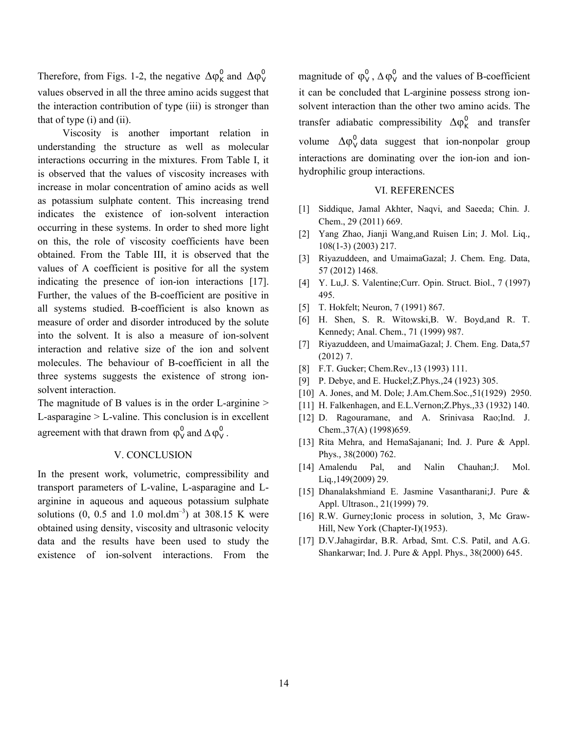Therefore, from Figs. 1-2, the negative $\Delta\varphi_K^0$ and $\Delta\varphi_V^0$ values observed in all the three amino acids suggest that the interaction contribution of type (iii) is stronger than that of type (i) and (ii).

Viscosity is another important relation in understanding the structure as well as molecular interactions occurring in the mixtures. From Table I, it is observed that the values of viscosity increases with increase in molar concentration of amino acids as well as potassium sulphate content. This increasing trend indicates the existence of ion-solvent interaction occurring in these systems. In order to shed more light on this, the role of viscosity coefficients have been obtained. From the Table III, it is observed that the values of A coefficient is positive for all the system indicating the presence of ion-ion interactions [17]. Further, the values of the B-coefficient are positive in all systems studied. B-coefficient is also known as measure of order and disorder introduced by the solute into the solvent. It is also a measure of ion-solvent interaction and relative size of the ion and solvent molecules. The behaviour of B-coefficient in all the three systems suggests the existence of strong ion-solvent interaction.

The magnitude of B values is in the order L-arginine > L-asparagine > L-valine. This conclusion is in excellent agreement with that drawn from $\varphi_V^0$ and $\Delta\varphi_V^0$.

## V. CONCLUSION

In the present work, volumetric, compressibility and transport parameters of L-valine, L-asparagine and L-arginine in aqueous and aqueous potassium sulphate solutions (0, 0.5 and 1.0 mol.dm$^{-3}$) at 308.15 K were obtained using density, viscosity and ultrasonic velocity data and the results have been used to study the existence of ion-solvent interactions. From the magnitude of $\varphi_V^0$, $\Delta\varphi_V^0$ and the values of B-coefficient it can be concluded that L-arginine possess strong ion-solvent interaction than the other two amino acids. The transfer adiabatic compressibility $\Delta\varphi_K^0$ and transfer volume $\Delta\varphi_V^0$ data suggest that ion-nonpolar group interactions are dominating over the ion-ion and ion-hydrophilic group interactions.

## VI. REFERENCES

[1] Siddique, Jamal Akhter, Naqvi, and Saeeda; Chin. J. Chem., 29 (2011) 669.

[2] Yang Zhao, Jianji Wang,and Ruisen Lin; J. Mol. Liq., 108(1-3) (2003) 217.

[3] Riyazuddeen, and UmaimaGazal; J. Chem. Eng. Data, 57 (2012) 1468.

[4] Y. Lu,J. S. Valentine;Curr. Opin. Struct. Biol., 7 (1997) 495.

[5] T. Hokfelt; Neuron, 7 (1991) 867.

[6] H. Shen, S. R. Witowski,B. W. Boyd,and R. T. Kennedy; Anal. Chem., 71 (1999) 987.

[7] Riyazuddeen, and UmaimaGazal; J. Chem. Eng. Data,57 (2012) 7.

[8] F.T. Gucker; Chem.Rev.,13 (1993) 111.

[9] P. Debye, and E. Huckel;Z.Phys.,24 (1923) 305.

[10] A. Jones, and M. Dole; J.Am.Chem.Soc.,51(1929) 2950.

[11] H. Falkenhagen, and E.L.Vernon;Z.Phys.,33 (1932) 140.

[12] D. Ragouramane, and A. Srinivasa Rao;Ind. J. Chem.,37(A) (1998)659.

[13] Rita Mehra, and HemaSajanani; Ind. J. Pure & Appl. Phys., 38(2000) 762.

[14] Amalendu Pal, and Nalin Chauhan;J. Mol. Liq.,149(2009) 29.

[15] Dhanalakshmiand E. Jasmine Vasantharani;J. Pure & Appl. Ultrason., 21(1999) 79.

[16] R.W. Gurney;Ionic process in solution, 3, Mc Graw-Hill, New York (Chapter-I)(1953).

[17] D.V.Jahagirdar, B.R. Arbad, Smt. C.S. Patil, and A.G. Shankarwar; Ind. J. Pure & Appl. Phys., 38(2000) 645.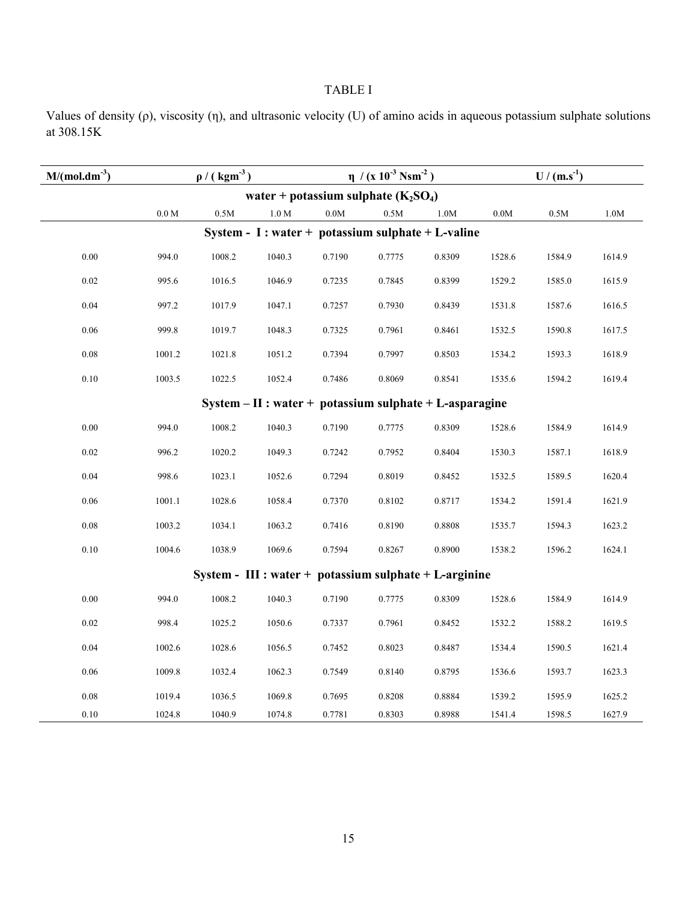TABLE I

Values of density (ρ), viscosity (η), and ultrasonic velocity (U) of amino acids in aqueous potassium sulphate solutions at 308.15K

| $M/(mol.dm^{-3})$ | $\rho$ / ( $kgm^{-3}$ ) | | | $\eta$ / (x $10^{-3}$ $Nsm^{-2}$ ) | | | U / ($m.s^{-1}$) | | |
|---|---|---|---|---|---|---|---|---|---|
| **water + potassium sulphate ($K_2SO_4$)** | | | | | | | | | |
| | 0.0 M | 0.5M | 1.0 M | 0.0M | 0.5M | 1.0M | 0.0M | 0.5M | 1.0M |
| **System - I : water + potassium sulphate + L-valine** | | | | | | | | | |
| 0.00 | 994.0 | 1008.2 | 1040.3 | 0.7190 | 0.7775 | 0.8309 | 1528.6 | 1584.9 | 1614.9 |
| 0.02 | 995.6 | 1016.5 | 1046.9 | 0.7235 | 0.7845 | 0.8399 | 1529.2 | 1585.0 | 1615.9 |
| 0.04 | 997.2 | 1017.9 | 1047.1 | 0.7257 | 0.7930 | 0.8439 | 1531.8 | 1587.6 | 1616.5 |
| 0.06 | 999.8 | 1019.7 | 1048.3 | 0.7325 | 0.7961 | 0.8461 | 1532.5 | 1590.8 | 1617.5 |
| 0.08 | 1001.2 | 1021.8 | 1051.2 | 0.7394 | 0.7997 | 0.8503 | 1534.2 | 1593.3 | 1618.9 |
| 0.10 | 1003.5 | 1022.5 | 1052.4 | 0.7486 | 0.8069 | 0.8541 | 1535.6 | 1594.2 | 1619.4 |
| **System – II : water + potassium sulphate + L-asparagine** | | | | | | | | | |
| 0.00 | 994.0 | 1008.2 | 1040.3 | 0.7190 | 0.7775 | 0.8309 | 1528.6 | 1584.9 | 1614.9 |
| 0.02 | 996.2 | 1020.2 | 1049.3 | 0.7242 | 0.7952 | 0.8404 | 1530.3 | 1587.1 | 1618.9 |
| 0.04 | 998.6 | 1023.1 | 1052.6 | 0.7294 | 0.8019 | 0.8452 | 1532.5 | 1589.5 | 1620.4 |
| 0.06 | 1001.1 | 1028.6 | 1058.4 | 0.7370 | 0.8102 | 0.8717 | 1534.2 | 1591.4 | 1621.9 |
| 0.08 | 1003.2 | 1034.1 | 1063.2 | 0.7416 | 0.8190 | 0.8808 | 1535.7 | 1594.3 | 1623.2 |
| 0.10 | 1004.6 | 1038.9 | 1069.6 | 0.7594 | 0.8267 | 0.8900 | 1538.2 | 1596.2 | 1624.1 |
| **System - III : water + potassium sulphate + L-arginine** | | | | | | | | | |
| 0.00 | 994.0 | 1008.2 | 1040.3 | 0.7190 | 0.7775 | 0.8309 | 1528.6 | 1584.9 | 1614.9 |
| 0.02 | 998.4 | 1025.2 | 1050.6 | 0.7337 | 0.7961 | 0.8452 | 1532.2 | 1588.2 | 1619.5 |
| 0.04 | 1002.6 | 1028.6 | 1056.5 | 0.7452 | 0.8023 | 0.8487 | 1534.4 | 1590.5 | 1621.4 |
| 0.06 | 1009.8 | 1032.4 | 1062.3 | 0.7549 | 0.8140 | 0.8795 | 1536.6 | 1593.7 | 1623.3 |
| 0.08 | 1019.4 | 1036.5 | 1069.8 | 0.7695 | 0.8208 | 0.8884 | 1539.2 | 1595.9 | 1625.2 |
| 0.10 | 1024.8 | 1040.9 | 1074.8 | 0.7781 | 0.8303 | 0.8988 | 1541.4 | 1598.5 | 1627.9 |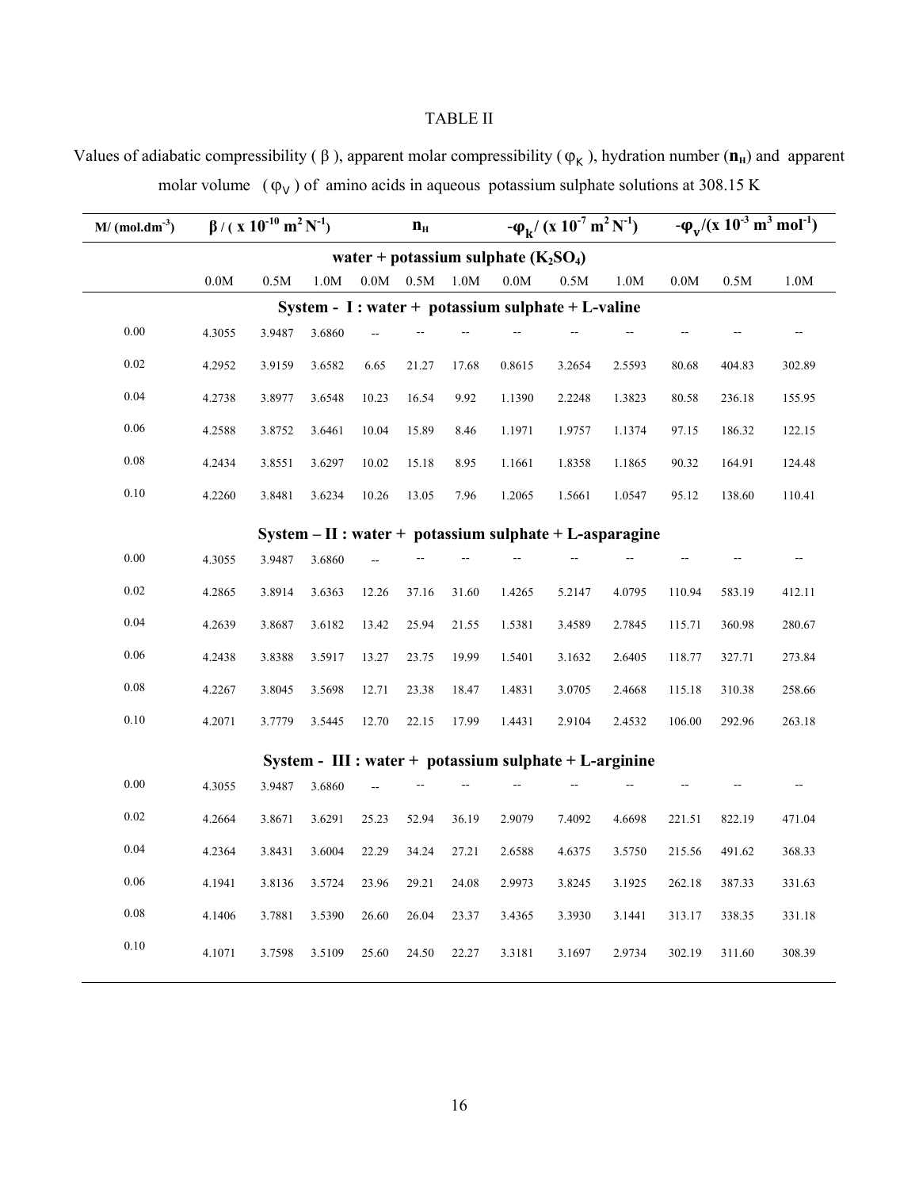TABLE II

Values of adiabatic compressibility ( β ), apparent molar compressibility ( $\varphi_K$ ), hydration number (**$n_H$**) and apparent molar volume ( $\varphi_V$ ) of amino acids in aqueous potassium sulphate solutions at 308.15 K

| **M/ ($mol.dm^{-3}$)** | **β / ( x $10^{-10}$ $m^2$ $N^{-1}$)** | | | **$n_H$** | | | **$-\varphi_k$/ (x $10^{-7}$ $m^2$ $N^{-1}$)** | | | **$-\varphi_v$/(x $10^{-3}$ $m^3$ $mol^{-1}$)** | | |
|---|---|---|---|---|---|---|---|---|---|---|---|---|
| | **water + potassium sulphate ($K_2SO_4$)** | | | | | | | | | | | |
| | 0.0M | 0.5M | 1.0M | 0.0M | 0.5M | 1.0M | 0.0M | 0.5M | 1.0M | 0.0M | 0.5M | 1.0M |
| | **System - I : water + potassium sulphate + L-valine** | | | | | | | | | | | |
| 0.00 | 4.3055 | 3.9487 | 3.6860 | -- | -- | -- | -- | -- | -- | -- | -- | -- |
| 0.02 | 4.2952 | 3.9159 | 3.6582 | 6.65 | 21.27 | 17.68 | 0.8615 | 3.2654 | 2.5593 | 80.68 | 404.83 | 302.89 |
| 0.04 | 4.2738 | 3.8977 | 3.6548 | 10.23 | 16.54 | 9.92 | 1.1390 | 2.2248 | 1.3823 | 80.58 | 236.18 | 155.95 |
| 0.06 | 4.2588 | 3.8752 | 3.6461 | 10.04 | 15.89 | 8.46 | 1.1971 | 1.9757 | 1.1374 | 97.15 | 186.32 | 122.15 |
| 0.08 | 4.2434 | 3.8551 | 3.6297 | 10.02 | 15.18 | 8.95 | 1.1661 | 1.8358 | 1.1865 | 90.32 | 164.91 | 124.48 |
| 0.10 | 4.2260 | 3.8481 | 3.6234 | 10.26 | 13.05 | 7.96 | 1.2065 | 1.5661 | 1.0547 | 95.12 | 138.60 | 110.41 |
| | **System – II : water + potassium sulphate + L-asparagine** | | | | | | | | | | | |
| 0.00 | 4.3055 | 3.9487 | 3.6860 | -- | -- | -- | -- | -- | -- | -- | -- | -- |
| 0.02 | 4.2865 | 3.8914 | 3.6363 | 12.26 | 37.16 | 31.60 | 1.4265 | 5.2147 | 4.0795 | 110.94 | 583.19 | 412.11 |
| 0.04 | 4.2639 | 3.8687 | 3.6182 | 13.42 | 25.94 | 21.55 | 1.5381 | 3.4589 | 2.7845 | 115.71 | 360.98 | 280.67 |
| 0.06 | 4.2438 | 3.8388 | 3.5917 | 13.27 | 23.75 | 19.99 | 1.5401 | 3.1632 | 2.6405 | 118.77 | 327.71 | 273.84 |
| 0.08 | 4.2267 | 3.8045 | 3.5698 | 12.71 | 23.38 | 18.47 | 1.4831 | 3.0705 | 2.4668 | 115.18 | 310.38 | 258.66 |
| 0.10 | 4.2071 | 3.7779 | 3.5445 | 12.70 | 22.15 | 17.99 | 1.4431 | 2.9104 | 2.4532 | 106.00 | 292.96 | 263.18 |
| | **System - III : water + potassium sulphate + L-arginine** | | | | | | | | | | | |
| 0.00 | 4.3055 | 3.9487 | 3.6860 | -- | -- | -- | -- | -- | -- | -- | -- | -- |
| 0.02 | 4.2664 | 3.8671 | 3.6291 | 25.23 | 52.94 | 36.19 | 2.9079 | 7.4092 | 4.6698 | 221.51 | 822.19 | 471.04 |
| 0.04 | 4.2364 | 3.8431 | 3.6004 | 22.29 | 34.24 | 27.21 | 2.6588 | 4.6375 | 3.5750 | 215.56 | 491.62 | 368.33 |
| 0.06 | 4.1941 | 3.8136 | 3.5724 | 23.96 | 29.21 | 24.08 | 2.9973 | 3.8245 | 3.1925 | 262.18 | 387.33 | 331.63 |
| 0.08 | 4.1406 | 3.7881 | 3.5390 | 26.60 | 26.04 | 23.37 | 3.4365 | 3.3930 | 3.1441 | 313.17 | 338.35 | 331.18 |
| 0.10 | 4.1071 | 3.7598 | 3.5109 | 25.60 | 24.50 | 22.27 | 3.3181 | 3.1697 | 2.9734 | 302.19 | 311.60 | 308.39 |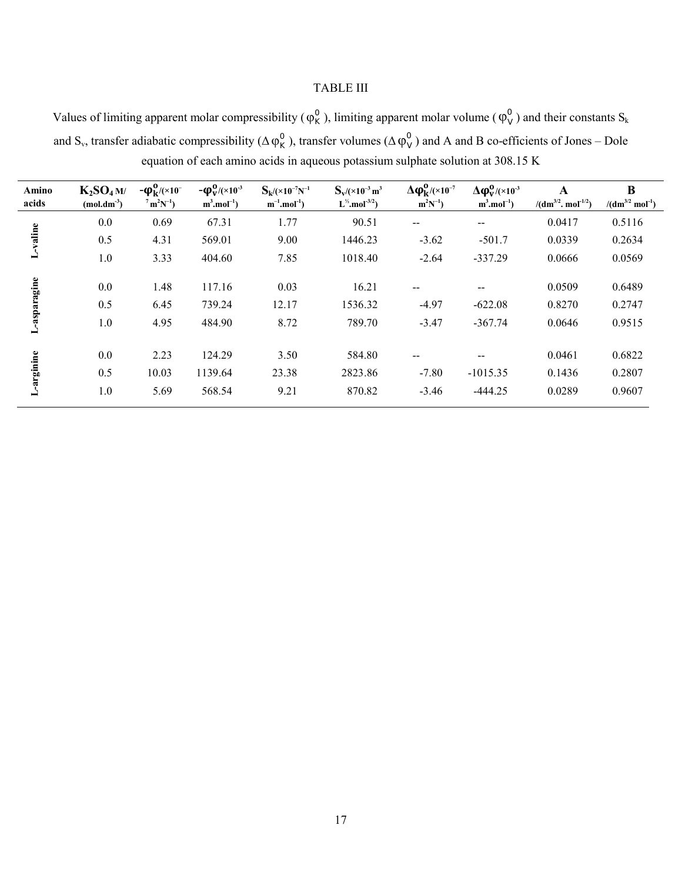TABLE III

Values of limiting apparent molar compressibility ($\varphi_K^0$), limiting apparent molar volume ($\varphi_V^0$) and their constants $S_k$ and $S_v$, transfer adiabatic compressibility ($\Delta \varphi_K^0$), transfer volumes ($\Delta \varphi_V^0$) and A and B co-efficients of Jones – Dole equation of each amino acids in aqueous potassium sulphate solution at 308.15 K

| Amino acids | $K_2SO_4$ M/ (mol.dm$^{-3}$) | $-\varphi_K^0$/($\times 10^{-7}$ m$^2$N$^{-1}$) | $-\varphi_V^0$/($\times 10^{-3}$ m$^3$.mol$^{-1}$) | $S_k$/($\times 10^{-7}$N$^{-1}$ m$^{-1}$.mol$^{-1}$) | $S_v$/($\times 10^{-3}$ m$^3$ L$^{1/2}$.mol$^{-3/2}$) | $\Delta\varphi_K^0$/($\times 10^{-7}$ m$^2$N$^{-1}$) | $\Delta\varphi_V^0$/($\times 10^{-3}$ m$^3$.mol$^{-1}$) | A /(dm$^{3/2}$. mol$^{-1/2}$) | B /(dm$^{3/2}$ mol$^{-1}$) |
|---|---|---|---|---|---|---|---|---|---|
| L-valine | 0.0 | 0.69 | 67.31 | 1.77 | 90.51 | -- | -- | 0.0417 | 0.5116 |
| | 0.5 | 4.31 | 569.01 | 9.00 | 1446.23 | -3.62 | -501.7 | 0.0339 | 0.2634 |
| | 1.0 | 3.33 | 404.60 | 7.85 | 1018.40 | -2.64 | -337.29 | 0.0666 | 0.0569 |
| L-asparagine | 0.0 | 1.48 | 117.16 | 0.03 | 16.21 | -- | -- | 0.0509 | 0.6489 |
| | 0.5 | 6.45 | 739.24 | 12.17 | 1536.32 | -4.97 | -622.08 | 0.8270 | 0.2747 |
| | 1.0 | 4.95 | 484.90 | 8.72 | 789.70 | -3.47 | -367.74 | 0.0646 | 0.9515 |
| L-arginine | 0.0 | 2.23 | 124.29 | 3.50 | 584.80 | -- | -- | 0.0461 | 0.6822 |
| | 0.5 | 10.03 | 1139.64 | 23.38 | 2823.86 | -7.80 | -1015.35 | 0.1436 | 0.2807 |
| | 1.0 | 5.69 | 568.54 | 9.21 | 870.82 | -3.46 | -444.25 | 0.0289 | 0.9607 |